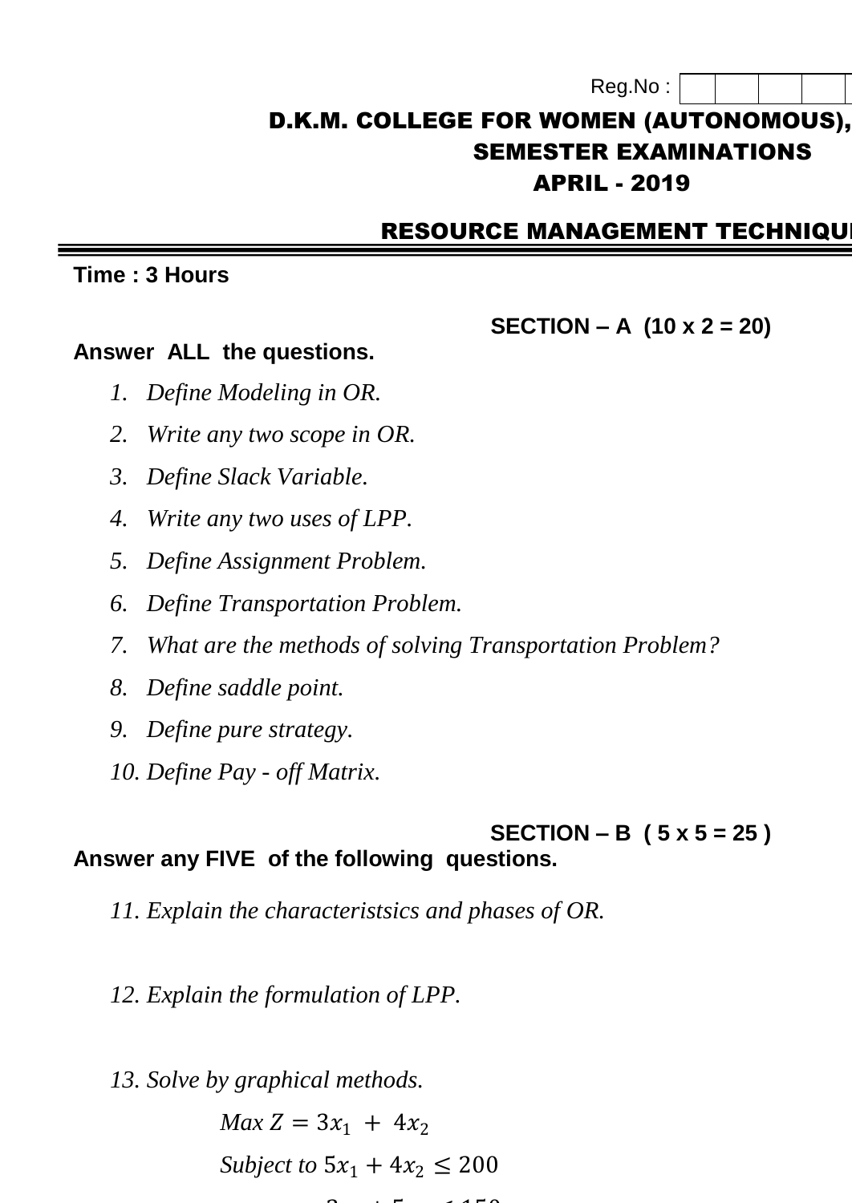Reg.No :

# D.K.M. COLLEGE FOR WOMEN (AUTONOMOUS),

## SEMESTER EXAMINATIONS

## APRIL - 2019

## RESOURCE MANAGEMENT TECHNIQU

**Time : 3 Hours**

**SECTION – A (10 x 2 = 20)**

**Answer ALL the questions.**

1. *Define Modeling in OR.*
2. *Write any two scope in OR.*
3. *Define Slack Variable.*
4. *Write any two uses of LPP.*
5. *Define Assignment Problem.*
6. *Define Transportation Problem.*
7. *What are the methods of solving Transportation Problem?*
8. *Define saddle point.*
9. *Define pure strategy.*
10. *Define Pay - off Matrix.*

**SECTION – B ( 5 x 5 = 25 )**

**Answer any FIVE of the following questions.**

11. *Explain the characteristsics and phases of OR.*

12. *Explain the formulation of LPP.*

13. *Solve by graphical methods.*

$$Max\ Z = 3x_1 + 4x_2$$

$$Subject\ to\ 5x_1 + 4x_2 \leq 200$$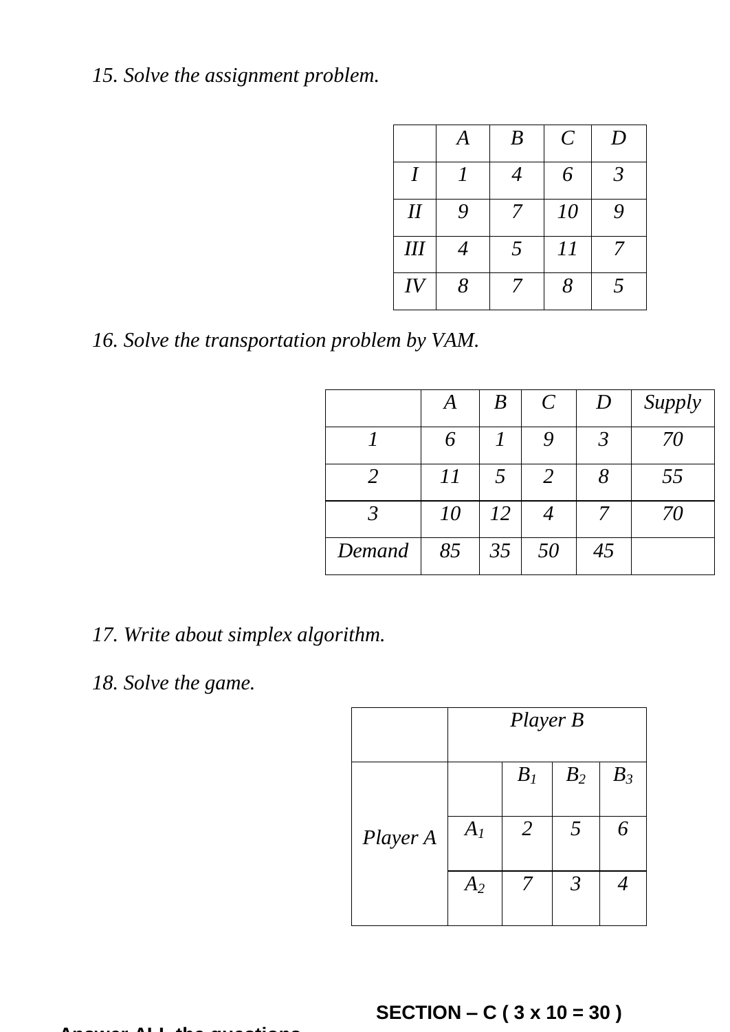15. *Solve the assignment problem.*

| | A | B | C | D |
|---|---|---|---|---|
| I | 1 | 4 | 6 | 3 |
| II | 9 | 7 | 10 | 9 |
| III | 4 | 5 | 11 | 7 |
| IV | 8 | 7 | 8 | 5 |

16. *Solve the transportation problem by VAM.*

| | A | B | C | D | Supply |
|---|---|---|---|---|---|
| 1 | 6 | 1 | 9 | 3 | 70 |
| 2 | 11 | 5 | 2 | 8 | 55 |
| 3 | 10 | 12 | 4 | 7 | 70 |
| Demand | 85 | 35 | 50 | 45 | |

17. *Write about simplex algorithm.*

18. *Solve the game.*

| | Player B | | | |
|---|---|---|---|---|
| Player A | | $B_1$ | $B_2$ | $B_3$ |
| | $A_1$ | 2 | 5 | 6 |
| | $A_2$ | 7 | 3 | 4 |

**SECTION – C ( 3 x 10 = 30 )**

**Answer ALL the questions**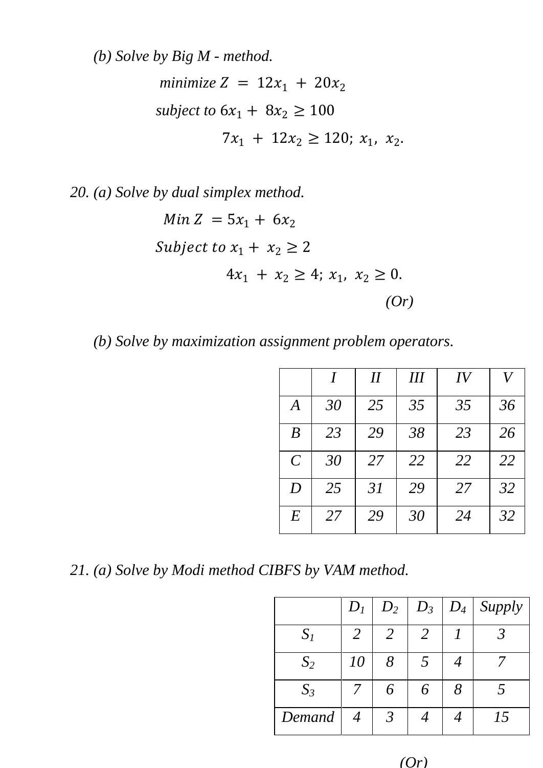(b) *Solve by Big M - method.*

$$minimize\ Z = 12x_1 + 20x_2$$

$$subject\ to\ 6x_1 + 8x_2 \geq 100$$

$$7x_1 + 12x_2 \geq 120;\ x_1,\ x_2.$$

20. (a) *Solve by dual simplex method.*

$$Min\ Z = 5x_1 + 6x_2$$

$$Subject\ to\ x_1 + x_2 \geq 2$$

$$4x_1 + x_2 \geq 4;\ x_1,\ x_2 \geq 0.$$

*(Or)*

(b) *Solve by maximization assignment problem operators.*

| | I | II | III | IV | V |
|---|---|---|---|---|---|
| A | 30 | 25 | 35 | 35 | 36 |
| B | 23 | 29 | 38 | 23 | 26 |
| C | 30 | 27 | 22 | 22 | 22 |
| D | 25 | 31 | 29 | 27 | 32 |
| E | 27 | 29 | 30 | 24 | 32 |

21. (a) *Solve by Modi method CIBFS by VAM method.*

| | $D_1$ | $D_2$ | $D_3$ | $D_4$ | Supply |
|---|---|---|---|---|---|
| $S_1$ | 2 | 2 | 2 | 1 | 3 |
| $S_2$ | 10 | 8 | 5 | 4 | 7 |
| $S_3$ | 7 | 6 | 6 | 8 | 5 |
| Demand | 4 | 3 | 4 | 4 | 15 |

*(Or)*